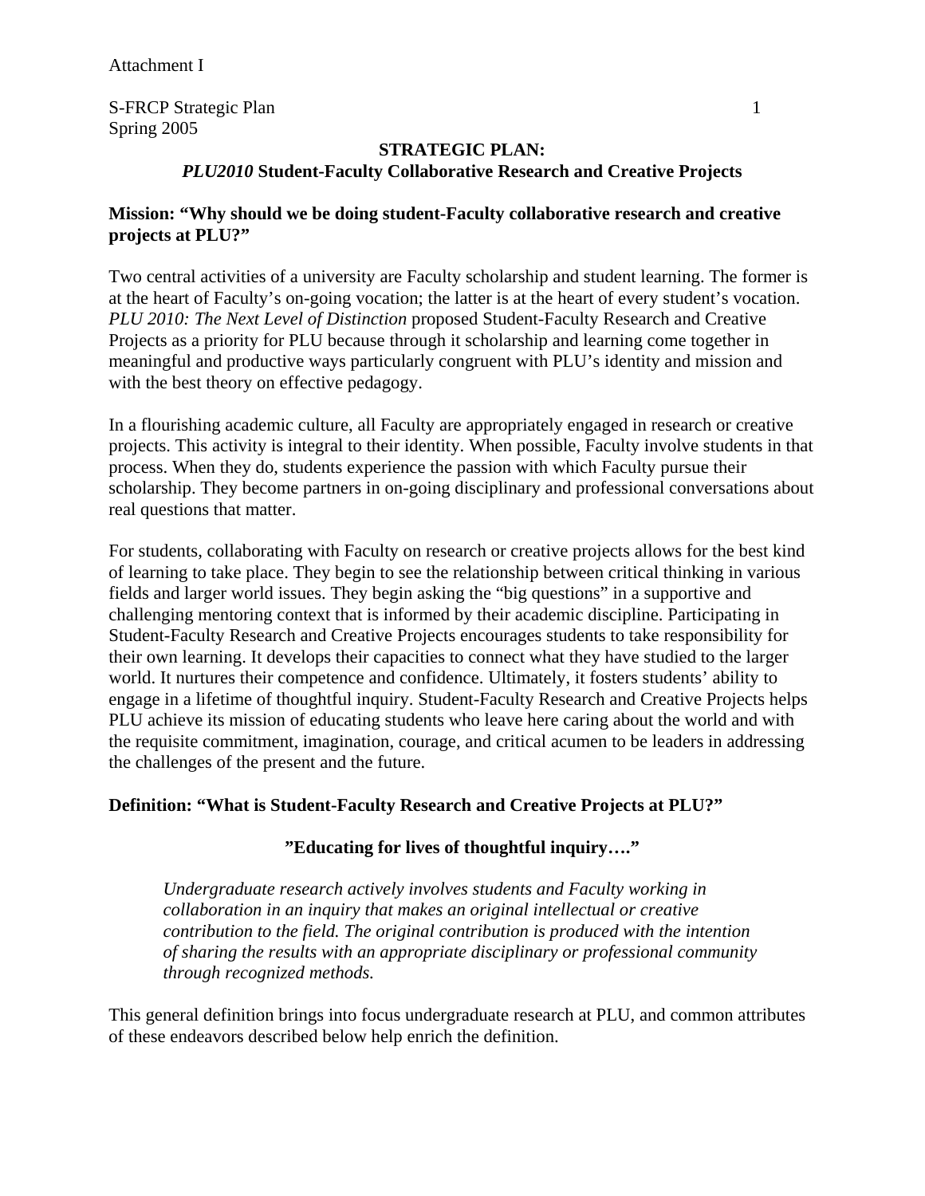Attachment I

S-FRCP Strategic Plan
Spring 2005

# STRATEGIC PLAN:
## *PLU2010* Student-Faculty Collaborative Research and Creative Projects

**Mission: "Why should we be doing student-Faculty collaborative research and creative projects at PLU?"**

Two central activities of a university are Faculty scholarship and student learning. The former is at the heart of Faculty's on-going vocation; the latter is at the heart of every student's vocation. *PLU 2010: The Next Level of Distinction* proposed Student-Faculty Research and Creative Projects as a priority for PLU because through it scholarship and learning come together in meaningful and productive ways particularly congruent with PLU's identity and mission and with the best theory on effective pedagogy.

In a flourishing academic culture, all Faculty are appropriately engaged in research or creative projects. This activity is integral to their identity. When possible, Faculty involve students in that process. When they do, students experience the passion with which Faculty pursue their scholarship. They become partners in on-going disciplinary and professional conversations about real questions that matter.

For students, collaborating with Faculty on research or creative projects allows for the best kind of learning to take place. They begin to see the relationship between critical thinking in various fields and larger world issues. They begin asking the "big questions" in a supportive and challenging mentoring context that is informed by their academic discipline. Participating in Student-Faculty Research and Creative Projects encourages students to take responsibility for their own learning. It develops their capacities to connect what they have studied to the larger world. It nurtures their competence and confidence. Ultimately, it fosters students' ability to engage in a lifetime of thoughtful inquiry. Student-Faculty Research and Creative Projects helps PLU achieve its mission of educating students who leave here caring about the world and with the requisite commitment, imagination, courage, and critical acumen to be leaders in addressing the challenges of the present and the future.

**Definition: "What is Student-Faculty Research and Creative Projects at PLU?"**

**"Educating for lives of thoughtful inquiry…."**

> *Undergraduate research actively involves students and Faculty working in collaboration in an inquiry that makes an original intellectual or creative contribution to the field. The original contribution is produced with the intention of sharing the results with an appropriate disciplinary or professional community through recognized methods.*

This general definition brings into focus undergraduate research at PLU, and common attributes of these endeavors described below help enrich the definition.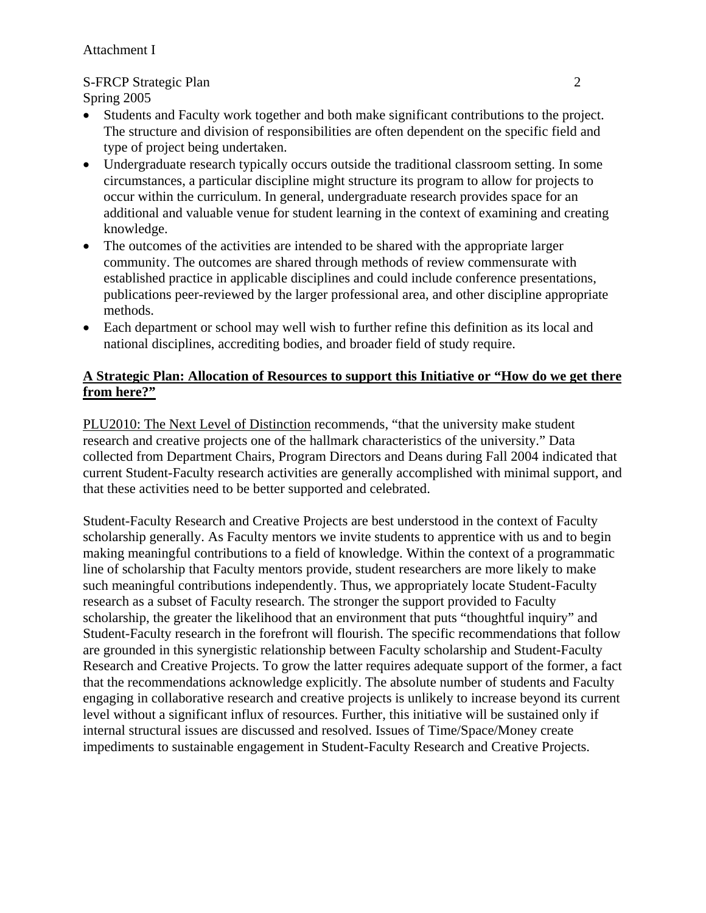- Students and Faculty work together and both make significant contributions to the project. The structure and division of responsibilities are often dependent on the specific field and type of project being undertaken.
- Undergraduate research typically occurs outside the traditional classroom setting. In some circumstances, a particular discipline might structure its program to allow for projects to occur within the curriculum. In general, undergraduate research provides space for an additional and valuable venue for student learning in the context of examining and creating knowledge.
- The outcomes of the activities are intended to be shared with the appropriate larger community. The outcomes are shared through methods of review commensurate with established practice in applicable disciplines and could include conference presentations, publications peer-reviewed by the larger professional area, and other discipline appropriate methods.
- Each department or school may well wish to further refine this definition as its local and national disciplines, accrediting bodies, and broader field of study require.

**A Strategic Plan: Allocation of Resources to support this Initiative or "How do we get there from here?"**

PLU2010: The Next Level of Distinction recommends, "that the university make student research and creative projects one of the hallmark characteristics of the university." Data collected from Department Chairs, Program Directors and Deans during Fall 2004 indicated that current Student-Faculty research activities are generally accomplished with minimal support, and that these activities need to be better supported and celebrated.

Student-Faculty Research and Creative Projects are best understood in the context of Faculty scholarship generally. As Faculty mentors we invite students to apprentice with us and to begin making meaningful contributions to a field of knowledge. Within the context of a programmatic line of scholarship that Faculty mentors provide, student researchers are more likely to make such meaningful contributions independently. Thus, we appropriately locate Student-Faculty research as a subset of Faculty research. The stronger the support provided to Faculty scholarship, the greater the likelihood that an environment that puts "thoughtful inquiry" and Student-Faculty research in the forefront will flourish. The specific recommendations that follow are grounded in this synergistic relationship between Faculty scholarship and Student-Faculty Research and Creative Projects. To grow the latter requires adequate support of the former, a fact that the recommendations acknowledge explicitly. The absolute number of students and Faculty engaging in collaborative research and creative projects is unlikely to increase beyond its current level without a significant influx of resources. Further, this initiative will be sustained only if internal structural issues are discussed and resolved. Issues of Time/Space/Money create impediments to sustainable engagement in Student-Faculty Research and Creative Projects.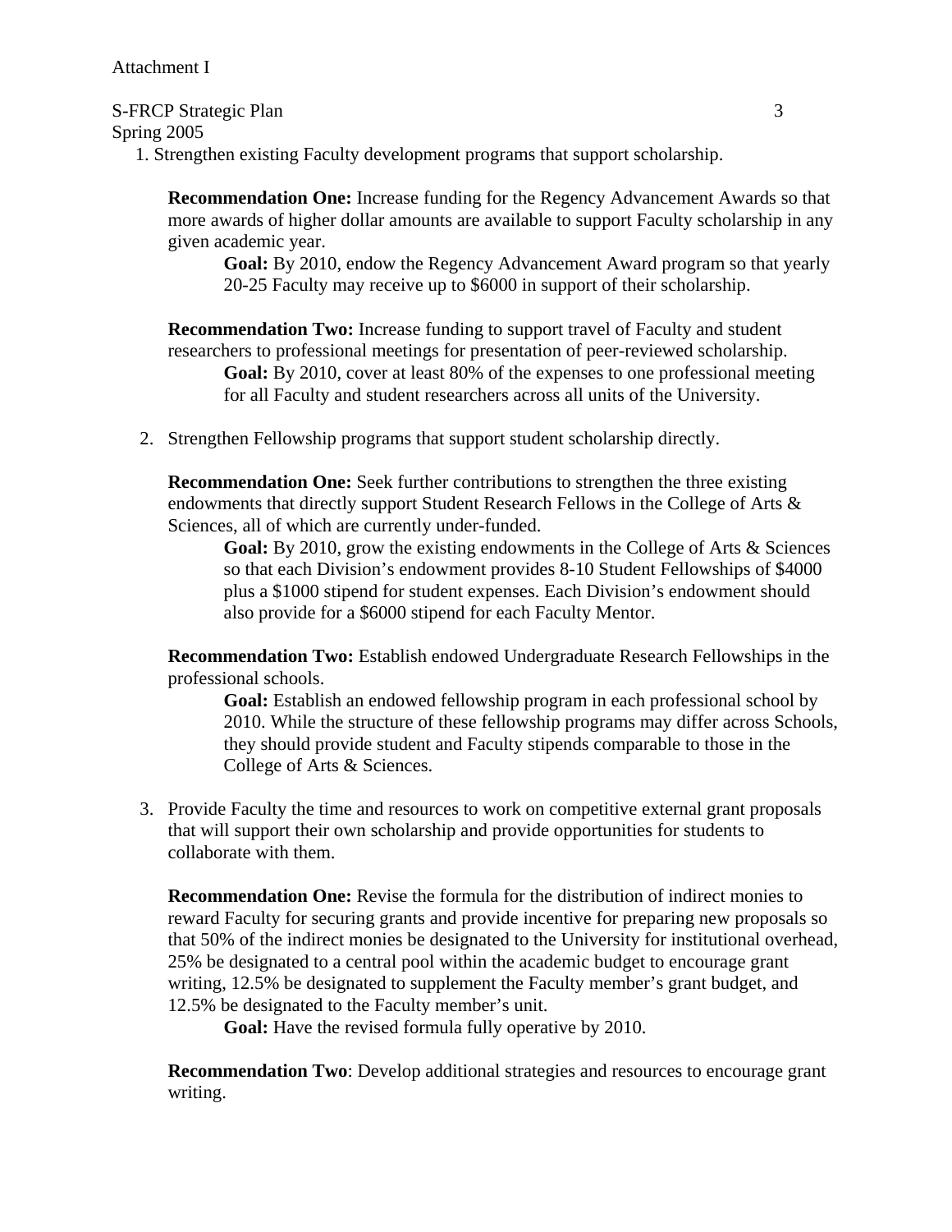1. Strengthen existing Faculty development programs that support scholarship.

   **Recommendation One:** Increase funding for the Regency Advancement Awards so that more awards of higher dollar amounts are available to support Faculty scholarship in any given academic year.

   > **Goal:** By 2010, endow the Regency Advancement Award program so that yearly 20-25 Faculty may receive up to $6000 in support of their scholarship.

   **Recommendation Two:** Increase funding to support travel of Faculty and student researchers to professional meetings for presentation of peer-reviewed scholarship.

   > **Goal:** By 2010, cover at least 80% of the expenses to one professional meeting for all Faculty and student researchers across all units of the University.

2. Strengthen Fellowship programs that support student scholarship directly.

   **Recommendation One:** Seek further contributions to strengthen the three existing endowments that directly support Student Research Fellows in the College of Arts & Sciences, all of which are currently under-funded.

   > **Goal:** By 2010, grow the existing endowments in the College of Arts & Sciences so that each Division's endowment provides 8-10 Student Fellowships of $4000 plus a $1000 stipend for student expenses. Each Division's endowment should also provide for a $6000 stipend for each Faculty Mentor.

   **Recommendation Two:** Establish endowed Undergraduate Research Fellowships in the professional schools.

   > **Goal:** Establish an endowed fellowship program in each professional school by 2010. While the structure of these fellowship programs may differ across Schools, they should provide student and Faculty stipends comparable to those in the College of Arts & Sciences.

3. Provide Faculty the time and resources to work on competitive external grant proposals that will support their own scholarship and provide opportunities for students to collaborate with them.

   **Recommendation One:** Revise the formula for the distribution of indirect monies to reward Faculty for securing grants and provide incentive for preparing new proposals so that 50% of the indirect monies be designated to the University for institutional overhead, 25% be designated to a central pool within the academic budget to encourage grant writing, 12.5% be designated to supplement the Faculty member's grant budget, and 12.5% be designated to the Faculty member's unit.

   > **Goal:** Have the revised formula fully operative by 2010.

   **Recommendation Two**: Develop additional strategies and resources to encourage grant writing.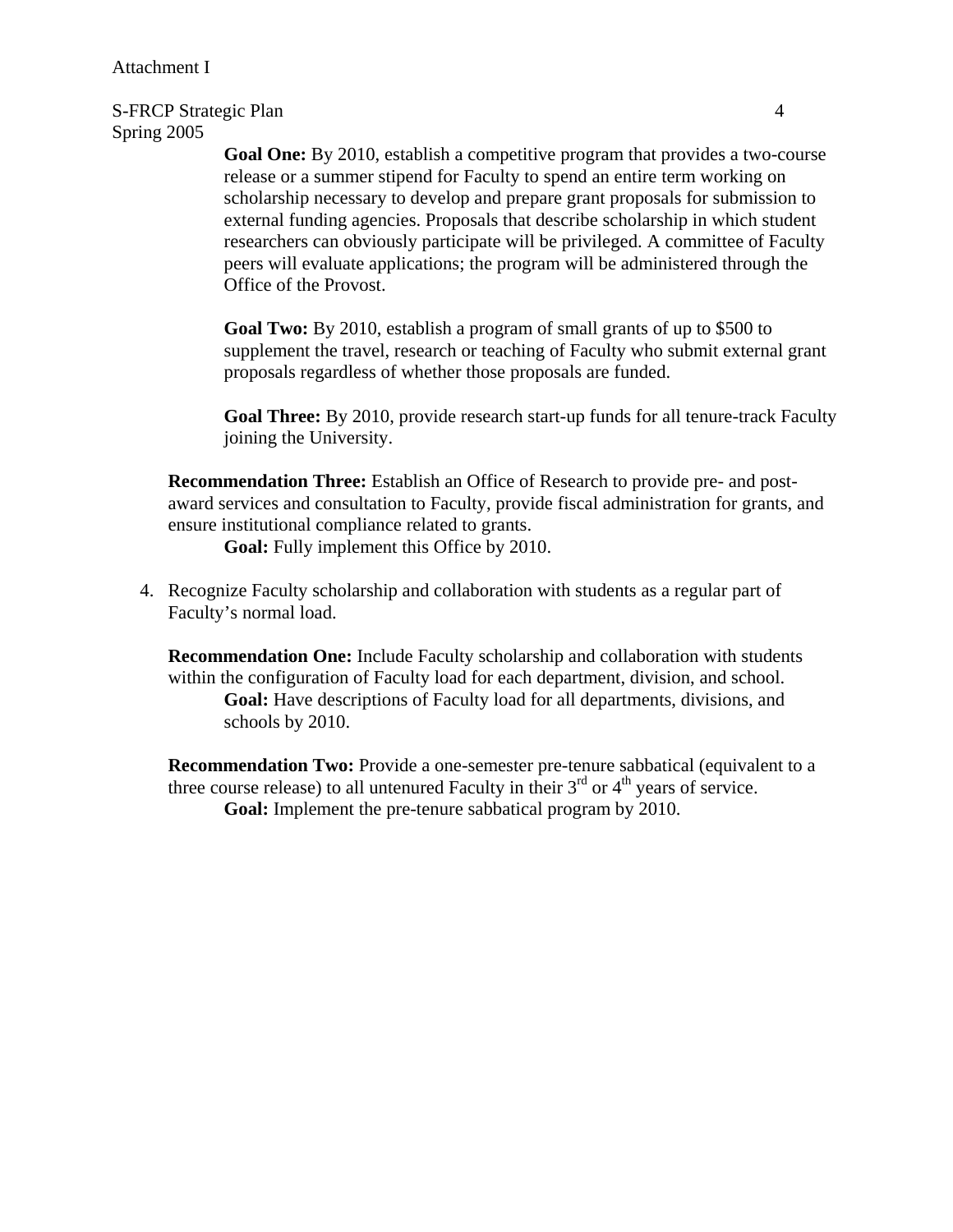**Goal One:** By 2010, establish a competitive program that provides a two-course release or a summer stipend for Faculty to spend an entire term working on scholarship necessary to develop and prepare grant proposals for submission to external funding agencies. Proposals that describe scholarship in which student researchers can obviously participate will be privileged. A committee of Faculty peers will evaluate applications; the program will be administered through the Office of the Provost.

**Goal Two:** By 2010, establish a program of small grants of up to $500 to supplement the travel, research or teaching of Faculty who submit external grant proposals regardless of whether those proposals are funded.

**Goal Three:** By 2010, provide research start-up funds for all tenure-track Faculty joining the University.

**Recommendation Three:** Establish an Office of Research to provide pre- and post-award services and consultation to Faculty, provide fiscal administration for grants, and ensure institutional compliance related to grants.

**Goal:** Fully implement this Office by 2010.

4. Recognize Faculty scholarship and collaboration with students as a regular part of Faculty's normal load.

**Recommendation One:** Include Faculty scholarship and collaboration with students within the configuration of Faculty load for each department, division, and school.

**Goal:** Have descriptions of Faculty load for all departments, divisions, and schools by 2010.

**Recommendation Two:** Provide a one-semester pre-tenure sabbatical (equivalent to a three course release) to all untenured Faculty in their 3rd or 4th years of service.

**Goal:** Implement the pre-tenure sabbatical program by 2010.